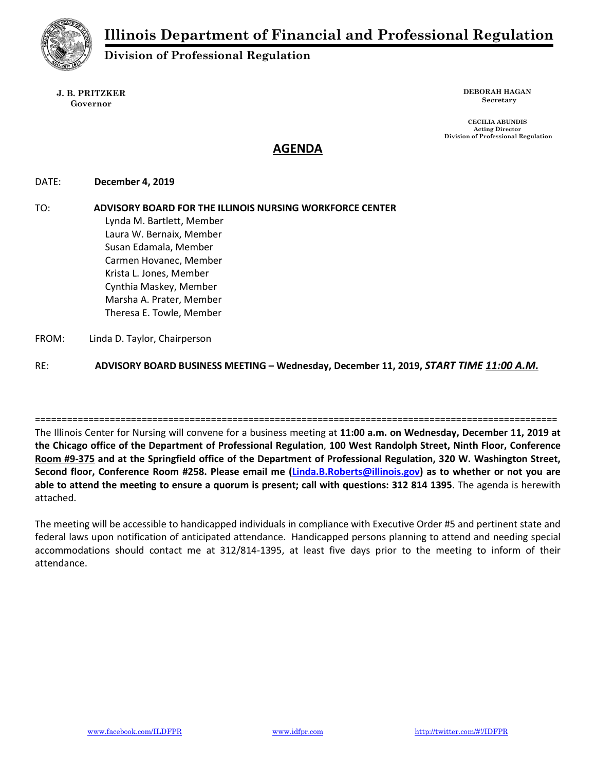# Illinois Department of Financial and Professional Regulation

## Division of Professional Regulation

**J. B. PRITZKER**
**Governor**

**DEBORAH HAGAN**
**Secretary**

**CECILIA ABUNDIS**
**Acting Director**
**Division of Professional Regulation**

## AGENDA

DATE: **December 4, 2019**

TO: **ADVISORY BOARD FOR THE ILLINOIS NURSING WORKFORCE CENTER**
Lynda M. Bartlett, Member
Laura W. Bernaix, Member
Susan Edamala, Member
Carmen Hovanec, Member
Krista L. Jones, Member
Cynthia Maskey, Member
Marsha A. Prater, Member
Theresa E. Towle, Member

FROM: Linda D. Taylor, Chairperson

RE: **ADVISORY BOARD BUSINESS MEETING – Wednesday, December 11, 2019,** ***START TIME 11:00 A.M.***

==================================================================================================

The Illinois Center for Nursing will convene for a business meeting at **11:00 a.m. on Wednesday, December 11, 2019 at the Chicago office of the Department of Professional Regulation**, **100 West Randolph Street, Ninth Floor, Conference Room #9-375 and at the Springfield office of the Department of Professional Regulation, 320 W. Washington Street, Second floor, Conference Room #258. Please email me (Linda.B.Roberts@illinois.gov) as to whether or not you are able to attend the meeting to ensure a quorum is present; call with questions: 312 814 1395**. The agenda is herewith attached.

The meeting will be accessible to handicapped individuals in compliance with Executive Order #5 and pertinent state and federal laws upon notification of anticipated attendance. Handicapped persons planning to attend and needing special accommodations should contact me at 312/814-1395, at least five days prior to the meeting to inform of their attendance.

www.facebook.com/ILDFPR www.idfpr.com http://twitter.com/#!/IDFPR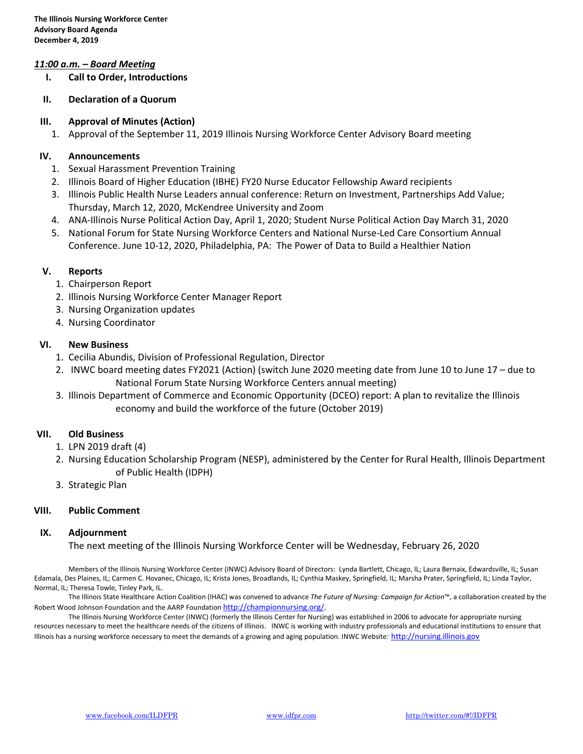**The Illinois Nursing Workforce Center**
**Advisory Board Agenda**
**December 4, 2019**

***11:00 a.m. – Board Meeting***

**I. Call to Order, Introductions**

**II. Declaration of a Quorum**

**III. Approval of Minutes (Action)**

1. Approval of the September 11, 2019 Illinois Nursing Workforce Center Advisory Board meeting

**IV. Announcements**

1. Sexual Harassment Prevention Training
2. Illinois Board of Higher Education (IBHE) FY20 Nurse Educator Fellowship Award recipients
3. Illinois Public Health Nurse Leaders annual conference: Return on Investment, Partnerships Add Value; Thursday, March 12, 2020, McKendree University and Zoom
4. ANA-Illinois Nurse Political Action Day, April 1, 2020; Student Nurse Political Action Day March 31, 2020
5. National Forum for State Nursing Workforce Centers and National Nurse-Led Care Consortium Annual Conference. June 10-12, 2020, Philadelphia, PA: The Power of Data to Build a Healthier Nation

**V. Reports**

1. Chairperson Report
2. Illinois Nursing Workforce Center Manager Report
3. Nursing Organization updates
4. Nursing Coordinator

**VI. New Business**

1. Cecilia Abundis, Division of Professional Regulation, Director
2. INWC board meeting dates FY2021 (Action) (switch June 2020 meeting date from June 10 to June 17 – due to National Forum State Nursing Workforce Centers annual meeting)
3. Illinois Department of Commerce and Economic Opportunity (DCEO) report: A plan to revitalize the Illinois economy and build the workforce of the future (October 2019)

**VII. Old Business**

1. LPN 2019 draft (4)
2. Nursing Education Scholarship Program (NESP), administered by the Center for Rural Health, Illinois Department of Public Health (IDPH)
3. Strategic Plan

**VIII. Public Comment**

**IX. Adjournment**

The next meeting of the Illinois Nursing Workforce Center will be Wednesday, February 26, 2020

Members of the Illinois Nursing Workforce Center (INWC) Advisory Board of Directors: Lynda Bartlett, Chicago, IL; Laura Bernaix, Edwardsville, IL; Susan Edamala, Des Plaines, IL; Carmen C. Hovanec, Chicago, IL; Krista Jones, Broadlands, IL; Cynthia Maskey, Springfield, IL; Marsha Prater, Springfield, IL; Linda Taylor, Normal, IL; Theresa Towle, Tinley Park, IL.

The Illinois State Healthcare Action Coalition (IHAC) was convened to advance *The Future of Nursing: Campaign for Action*™, a collaboration created by the Robert Wood Johnson Foundation and the AARP Foundation http://championnursing.org/.

The Illinois Nursing Workforce Center (INWC) (formerly the Illinois Center for Nursing) was established in 2006 to advocate for appropriate nursing resources necessary to meet the healthcare needs of the citizens of Illinois. INWC is working with industry professionals and educational institutions to ensure that Illinois has a nursing workforce necessary to meet the demands of a growing and aging population. INWC Website: http://nursing.illinois.gov

www.facebook.com/ILDFPR www.idfpr.com http://twitter.com/#!/IDFPR